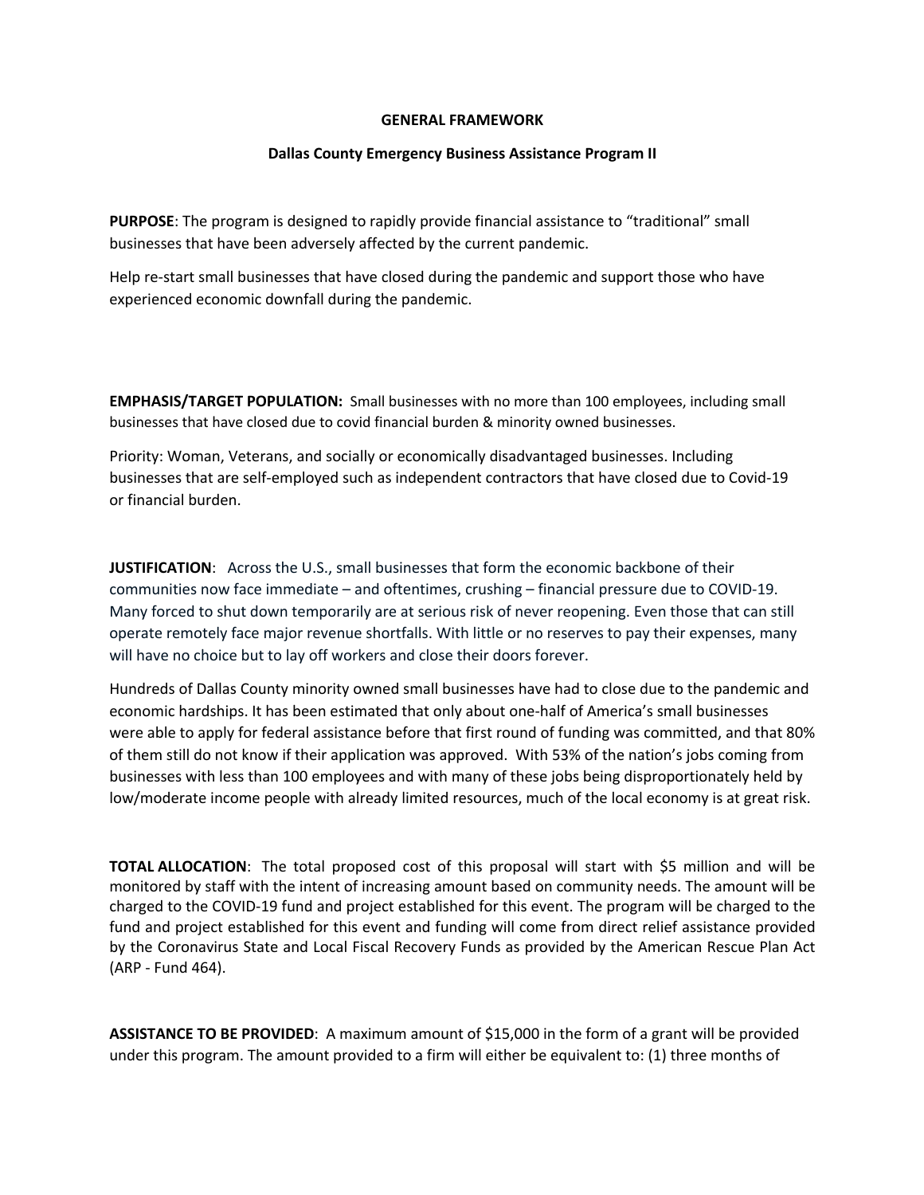**GENERAL FRAMEWORK**

**Dallas County Emergency Business Assistance Program II**

**PURPOSE**: The program is designed to rapidly provide financial assistance to "traditional" small businesses that have been adversely affected by the current pandemic.

Help re-start small businesses that have closed during the pandemic and support those who have experienced economic downfall during the pandemic.

**EMPHASIS/TARGET POPULATION:** Small businesses with no more than 100 employees, including small businesses that have closed due to covid financial burden & minority owned businesses.

Priority: Woman, Veterans, and socially or economically disadvantaged businesses. Including businesses that are self-employed such as independent contractors that have closed due to Covid-19 or financial burden.

**JUSTIFICATION**: Across the U.S., small businesses that form the economic backbone of their communities now face immediate – and oftentimes, crushing – financial pressure due to COVID-19. Many forced to shut down temporarily are at serious risk of never reopening. Even those that can still operate remotely face major revenue shortfalls. With little or no reserves to pay their expenses, many will have no choice but to lay off workers and close their doors forever.

Hundreds of Dallas County minority owned small businesses have had to close due to the pandemic and economic hardships. It has been estimated that only about one-half of America's small businesses were able to apply for federal assistance before that first round of funding was committed, and that 80% of them still do not know if their application was approved. With 53% of the nation's jobs coming from businesses with less than 100 employees and with many of these jobs being disproportionately held by low/moderate income people with already limited resources, much of the local economy is at great risk.

**TOTAL ALLOCATION**: The total proposed cost of this proposal will start with $5 million and will be monitored by staff with the intent of increasing amount based on community needs. The amount will be charged to the COVID-19 fund and project established for this event. The program will be charged to the fund and project established for this event and funding will come from direct relief assistance provided by the Coronavirus State and Local Fiscal Recovery Funds as provided by the American Rescue Plan Act (ARP - Fund 464).

**ASSISTANCE TO BE PROVIDED**: A maximum amount of $15,000 in the form of a grant will be provided under this program. The amount provided to a firm will either be equivalent to: (1) three months of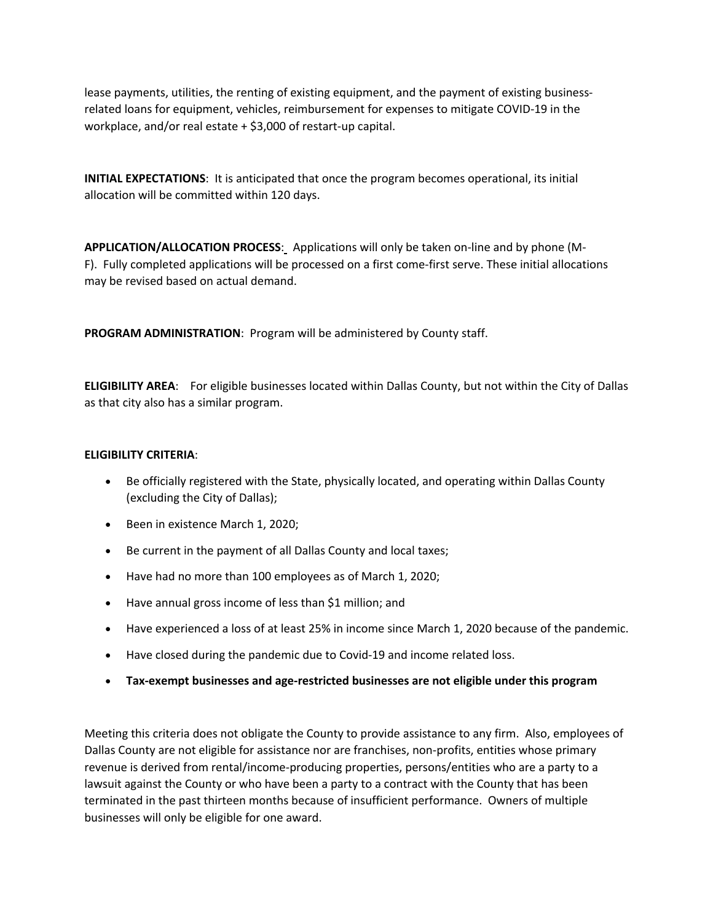lease payments, utilities, the renting of existing equipment, and the payment of existing business-related loans for equipment, vehicles, reimbursement for expenses to mitigate COVID-19 in the workplace, and/or real estate + $3,000 of restart-up capital.

**INITIAL EXPECTATIONS**: It is anticipated that once the program becomes operational, its initial allocation will be committed within 120 days.

**APPLICATION/ALLOCATION PROCESS**: Applications will only be taken on-line and by phone (M-F). Fully completed applications will be processed on a first come-first serve. These initial allocations may be revised based on actual demand.

**PROGRAM ADMINISTRATION**: Program will be administered by County staff.

**ELIGIBILITY AREA**: For eligible businesses located within Dallas County, but not within the City of Dallas as that city also has a similar program.

**ELIGIBILITY CRITERIA**:

- Be officially registered with the State, physically located, and operating within Dallas County (excluding the City of Dallas);
- Been in existence March 1, 2020;
- Be current in the payment of all Dallas County and local taxes;
- Have had no more than 100 employees as of March 1, 2020;
- Have annual gross income of less than $1 million; and
- Have experienced a loss of at least 25% in income since March 1, 2020 because of the pandemic.
- Have closed during the pandemic due to Covid-19 and income related loss.
- **Tax-exempt businesses and age-restricted businesses are not eligible under this program**

Meeting this criteria does not obligate the County to provide assistance to any firm. Also, employees of Dallas County are not eligible for assistance nor are franchises, non-profits, entities whose primary revenue is derived from rental/income-producing properties, persons/entities who are a party to a lawsuit against the County or who have been a party to a contract with the County that has been terminated in the past thirteen months because of insufficient performance. Owners of multiple businesses will only be eligible for one award.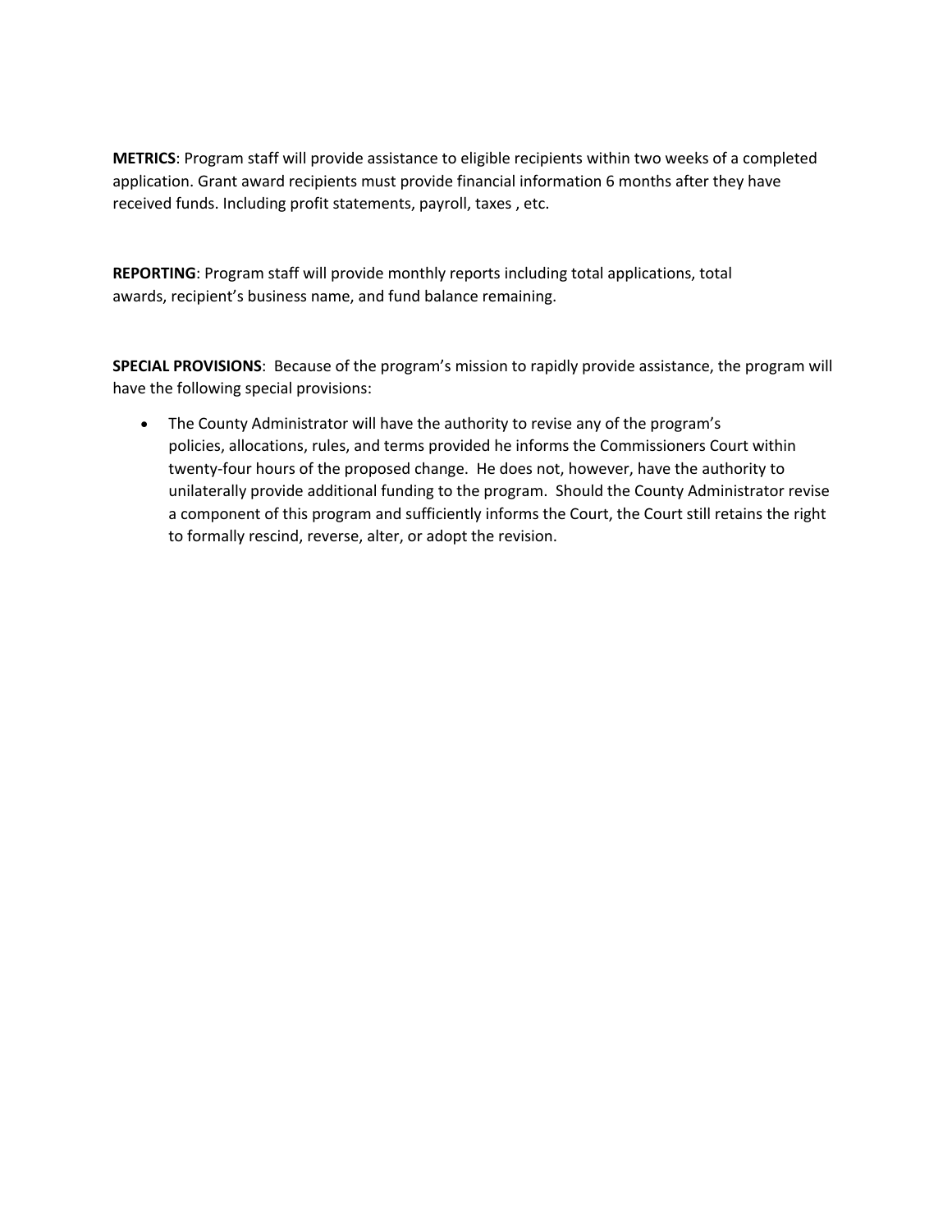**METRICS**: Program staff will provide assistance to eligible recipients within two weeks of a completed application. Grant award recipients must provide financial information 6 months after they have received funds. Including profit statements, payroll, taxes , etc.

**REPORTING**: Program staff will provide monthly reports including total applications, total awards, recipient's business name, and fund balance remaining.

**SPECIAL PROVISIONS**: Because of the program's mission to rapidly provide assistance, the program will have the following special provisions:

- The County Administrator will have the authority to revise any of the program's policies, allocations, rules, and terms provided he informs the Commissioners Court within twenty-four hours of the proposed change. He does not, however, have the authority to unilaterally provide additional funding to the program. Should the County Administrator revise a component of this program and sufficiently informs the Court, the Court still retains the right to formally rescind, reverse, alter, or adopt the revision.